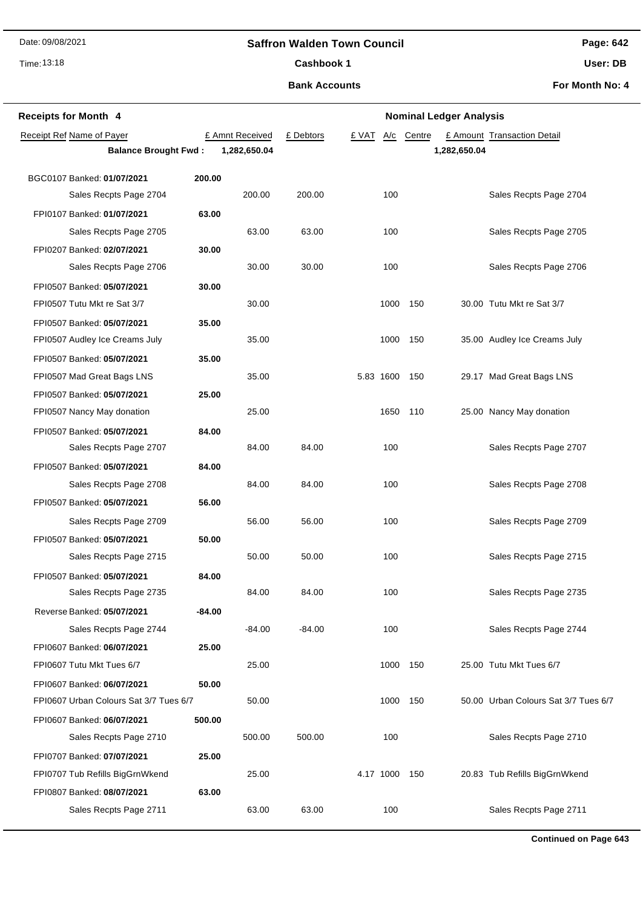# Saffron Walden Town Council

## Cashbook 1

### Bank Accounts

Date: 09/08/2021

Time: 13:18

User: DB

For Month No: 4

**Receipts for Month 4** — **Nominal Ledger Analysis**

| Receipt Ref | Name of Payer | | £ Amnt Received | £ Debtors | £ VAT | A/c | Centre | £ Amount | Transaction Detail |
|---|---|---|---|---|---|---|---|---|---|
| | **Balance Brought Fwd :** | | **1,282,650.04** | | | | | **1,282,650.04** | |
| BGC0107 | Banked: **01/07/2021** | **200.00** | | | | | | | |
| | Sales Recpts Page 2704 | | 200.00 | 200.00 | | 100 | | | Sales Recpts Page 2704 |
| FPI0107 | Banked: **01/07/2021** | **63.00** | | | | | | | |
| | Sales Recpts Page 2705 | | 63.00 | 63.00 | | 100 | | | Sales Recpts Page 2705 |
| FPI0207 | Banked: **02/07/2021** | **30.00** | | | | | | | |
| | Sales Recpts Page 2706 | | 30.00 | 30.00 | | 100 | | | Sales Recpts Page 2706 |
| FPI0507 | Banked: **05/07/2021** | **30.00** | | | | | | | |
| FPI0507 | Tutu Mkt re Sat 3/7 | | 30.00 | | | 1000 | 150 | 30.00 | Tutu Mkt re Sat 3/7 |
| FPI0507 | Banked: **05/07/2021** | **35.00** | | | | | | | |
| FPI0507 | Audley Ice Creams July | | 35.00 | | | 1000 | 150 | 35.00 | Audley Ice Creams July |
| FPI0507 | Banked: **05/07/2021** | **35.00** | | | | | | | |
| FPI0507 | Mad Great Bags LNS | | 35.00 | | 5.83 | 1600 | 150 | 29.17 | Mad Great Bags LNS |
| FPI0507 | Banked: **05/07/2021** | **25.00** | | | | | | | |
| FPI0507 | Nancy May donation | | 25.00 | | | 1650 | 110 | 25.00 | Nancy May donation |
| FPI0507 | Banked: **05/07/2021** | **84.00** | | | | | | | |
| | Sales Recpts Page 2707 | | 84.00 | 84.00 | | 100 | | | Sales Recpts Page 2707 |
| FPI0507 | Banked: **05/07/2021** | **84.00** | | | | | | | |
| | Sales Recpts Page 2708 | | 84.00 | 84.00 | | 100 | | | Sales Recpts Page 2708 |
| FPI0507 | Banked: **05/07/2021** | **56.00** | | | | | | | |
| | Sales Recpts Page 2709 | | 56.00 | 56.00 | | 100 | | | Sales Recpts Page 2709 |
| FPI0507 | Banked: **05/07/2021** | **50.00** | | | | | | | |
| | Sales Recpts Page 2715 | | 50.00 | 50.00 | | 100 | | | Sales Recpts Page 2715 |
| FPI0507 | Banked: **05/07/2021** | **84.00** | | | | | | | |
| | Sales Recpts Page 2735 | | 84.00 | 84.00 | | 100 | | | Sales Recpts Page 2735 |
| Reverse | Banked: **05/07/2021** | **-84.00** | | | | | | | |
| | Sales Recpts Page 2744 | | -84.00 | -84.00 | | 100 | | | Sales Recpts Page 2744 |
| FPI0607 | Banked: **06/07/2021** | **25.00** | | | | | | | |
| FPI0607 | Tutu Mkt Tues 6/7 | | 25.00 | | | 1000 | 150 | 25.00 | Tutu Mkt Tues 6/7 |
| FPI0607 | Banked: **06/07/2021** | **50.00** | | | | | | | |
| FPI0607 | Urban Colours Sat 3/7 Tues 6/7 | | 50.00 | | | 1000 | 150 | 50.00 | Urban Colours Sat 3/7 Tues 6/7 |
| FPI0607 | Banked: **06/07/2021** | **500.00** | | | | | | | |
| | Sales Recpts Page 2710 | | 500.00 | 500.00 | | 100 | | | Sales Recpts Page 2710 |
| FPI0707 | Banked: **07/07/2021** | **25.00** | | | | | | | |
| FPI0707 | Tub Refills BigGrnWkend | | 25.00 | | 4.17 | 1000 | 150 | 20.83 | Tub Refills BigGrnWkend |
| FPI0807 | Banked: **08/07/2021** | **63.00** | | | | | | | |
| | Sales Recpts Page 2711 | | 63.00 | 63.00 | | 100 | | | Sales Recpts Page 2711 |

**Continued on Page 643**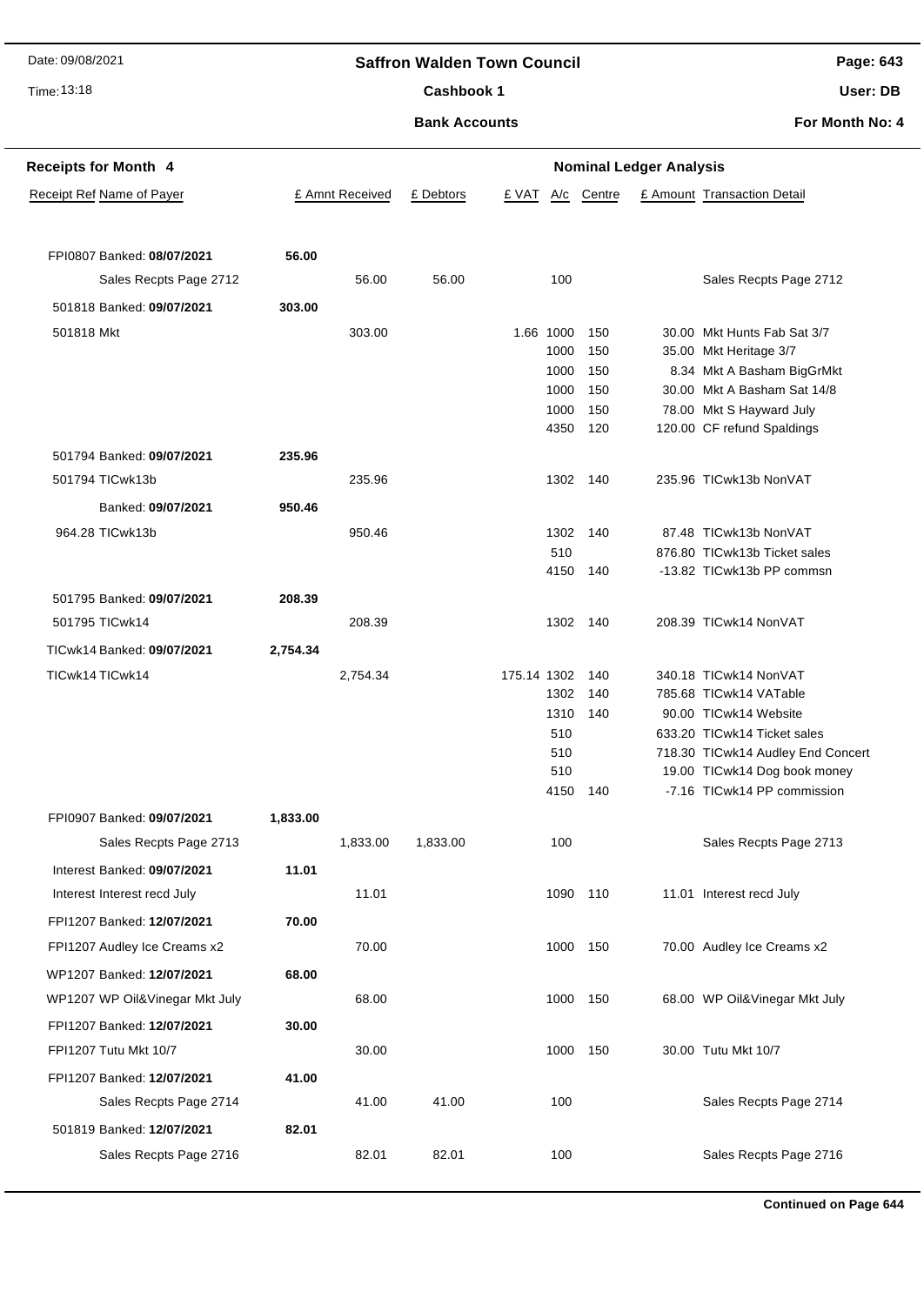Date: 09/08/2021

Time: 13:18

**Saffron Walden Town Council**

**Cashbook 1**

**Bank Accounts**

**Page: 643**

**User: DB**

**For Month No: 4**

**Receipts for Month 4** — **Nominal Ledger Analysis**

| Receipt Ref | Name of Payer | | £ Amnt Received | £ Debtors | £ VAT | A/c | Centre | £ Amount | Transaction Detail |
|---|---|---|---|---|---|---|---|---|---|
| FPI0807 | Banked: **08/07/2021** | **56.00** | | | | | | | |
| | Sales Recpts Page 2712 | | 56.00 | 56.00 | | 100 | | | Sales Recpts Page 2712 |
| 501818 | Banked: **09/07/2021** | **303.00** | | | | | | | |
| 501818 | Mkt | | 303.00 | | 1.66 | 1000 | 150 | 30.00 | Mkt Hunts Fab Sat 3/7 |
| | | | | | | 1000 | 150 | 35.00 | Mkt Heritage 3/7 |
| | | | | | | 1000 | 150 | 8.34 | Mkt A Basham BigGrMkt |
| | | | | | | 1000 | 150 | 30.00 | Mkt A Basham Sat 14/8 |
| | | | | | | 1000 | 150 | 78.00 | Mkt S Hayward July |
| | | | | | | 4350 | 120 | 120.00 | CF refund Spaldings |
| 501794 | Banked: **09/07/2021** | **235.96** | | | | | | | |
| 501794 | TICwk13b | | 235.96 | | | 1302 | 140 | 235.96 | TICwk13b NonVAT |
| | Banked: **09/07/2021** | **950.46** | | | | | | | |
| 964.28 | TICwk13b | | 950.46 | | | 1302 | 140 | 87.48 | TICwk13b NonVAT |
| | | | | | | 510 | | 876.80 | TICwk13b Ticket sales |
| | | | | | | 4150 | 140 | -13.82 | TICwk13b PP commsn |
| 501795 | Banked: **09/07/2021** | **208.39** | | | | | | | |
| 501795 | TICwk14 | | 208.39 | | | 1302 | 140 | 208.39 | TICwk14 NonVAT |
| TICwk14 | Banked: **09/07/2021** | **2,754.34** | | | | | | | |
| TICwk14 | TICwk14 | | 2,754.34 | | 175.14 | 1302 | 140 | 340.18 | TICwk14 NonVAT |
| | | | | | | 1302 | 140 | 785.68 | TICwk14 VATable |
| | | | | | | 1310 | 140 | 90.00 | TICwk14 Website |
| | | | | | | 510 | | 633.20 | TICwk14 Ticket sales |
| | | | | | | 510 | | 718.30 | TICwk14 Audley End Concert |
| | | | | | | 510 | | 19.00 | TICwk14 Dog book money |
| | | | | | | 4150 | 140 | -7.16 | TICwk14 PP commission |
| FPI0907 | Banked: **09/07/2021** | **1,833.00** | | | | | | | |
| | Sales Recpts Page 2713 | | 1,833.00 | 1,833.00 | | 100 | | | Sales Recpts Page 2713 |
| Interest | Banked: **09/07/2021** | **11.01** | | | | | | | |
| Interest | Interest recd July | | 11.01 | | | 1090 | 110 | 11.01 | Interest recd July |
| FPI1207 | Banked: **12/07/2021** | **70.00** | | | | | | | |
| FPI1207 | Audley Ice Creams x2 | | 70.00 | | | 1000 | 150 | 70.00 | Audley Ice Creams x2 |
| WP1207 | Banked: **12/07/2021** | **68.00** | | | | | | | |
| WP1207 | WP Oil&Vinegar Mkt July | | 68.00 | | | 1000 | 150 | 68.00 | WP Oil&Vinegar Mkt July |
| FPI1207 | Banked: **12/07/2021** | **30.00** | | | | | | | |
| FPI1207 | Tutu Mkt 10/7 | | 30.00 | | | 1000 | 150 | 30.00 | Tutu Mkt 10/7 |
| FPI1207 | Banked: **12/07/2021** | **41.00** | | | | | | | |
| | Sales Recpts Page 2714 | | 41.00 | 41.00 | | 100 | | | Sales Recpts Page 2714 |
| 501819 | Banked: **12/07/2021** | **82.01** | | | | | | | |
| | Sales Recpts Page 2716 | | 82.01 | 82.01 | | 100 | | | Sales Recpts Page 2716 |

**Continued on Page 644**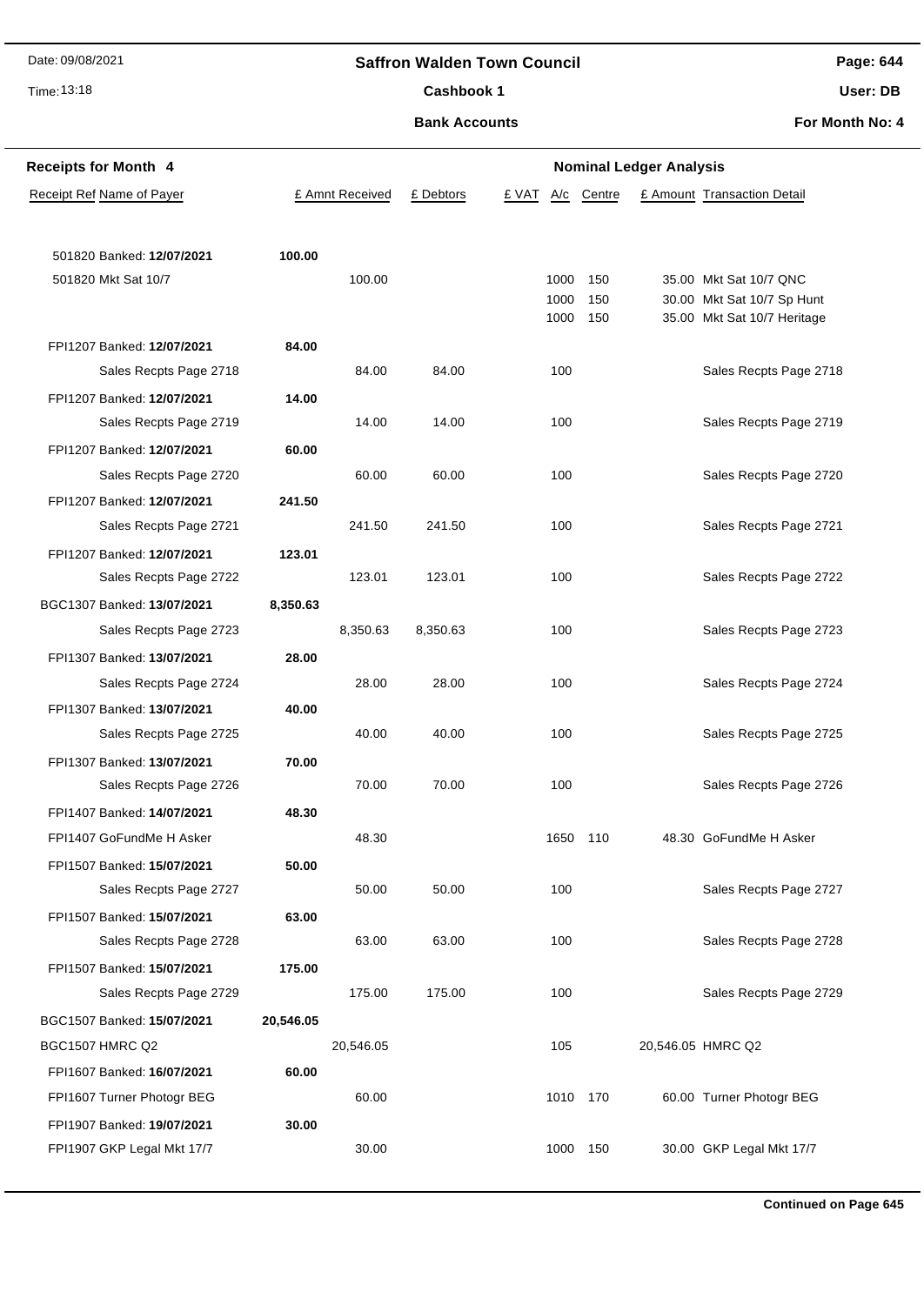# Saffron Walden Town Council

## Cashbook 1

### Bank Accounts

Date: 09/08/2021 | Time: 13:18 | User: DB | For Month No: 4

**Receipts for Month 4** — Nominal Ledger Analysis

| Receipt Ref | Name of Payer | | £ Amnt Received | £ Debtors | £ VAT | A/c | Centre | £ Amount | Transaction Detail |
|---|---|---|---|---|---|---|---|---|---|
| 501820 | Banked: **12/07/2021** | **100.00** | | | | | | | |
| 501820 | Mkt Sat 10/7 | | 100.00 | | | 1000 | 150 | 35.00 | Mkt Sat 10/7 QNC |
| | | | | | | 1000 | 150 | 30.00 | Mkt Sat 10/7 Sp Hunt |
| | | | | | | 1000 | 150 | 35.00 | Mkt Sat 10/7 Heritage |
| FPI1207 | Banked: **12/07/2021** | **84.00** | | | | | | | |
| | Sales Recpts Page 2718 | | 84.00 | 84.00 | | 100 | | | Sales Recpts Page 2718 |
| FPI1207 | Banked: **12/07/2021** | **14.00** | | | | | | | |
| | Sales Recpts Page 2719 | | 14.00 | 14.00 | | 100 | | | Sales Recpts Page 2719 |
| FPI1207 | Banked: **12/07/2021** | **60.00** | | | | | | | |
| | Sales Recpts Page 2720 | | 60.00 | 60.00 | | 100 | | | Sales Recpts Page 2720 |
| FPI1207 | Banked: **12/07/2021** | **241.50** | | | | | | | |
| | Sales Recpts Page 2721 | | 241.50 | 241.50 | | 100 | | | Sales Recpts Page 2721 |
| FPI1207 | Banked: **12/07/2021** | **123.01** | | | | | | | |
| | Sales Recpts Page 2722 | | 123.01 | 123.01 | | 100 | | | Sales Recpts Page 2722 |
| BGC1307 | Banked: **13/07/2021** | **8,350.63** | | | | | | | |
| | Sales Recpts Page 2723 | | 8,350.63 | 8,350.63 | | 100 | | | Sales Recpts Page 2723 |
| FPI1307 | Banked: **13/07/2021** | **28.00** | | | | | | | |
| | Sales Recpts Page 2724 | | 28.00 | 28.00 | | 100 | | | Sales Recpts Page 2724 |
| FPI1307 | Banked: **13/07/2021** | **40.00** | | | | | | | |
| | Sales Recpts Page 2725 | | 40.00 | 40.00 | | 100 | | | Sales Recpts Page 2725 |
| FPI1307 | Banked: **13/07/2021** | **70.00** | | | | | | | |
| | Sales Recpts Page 2726 | | 70.00 | 70.00 | | 100 | | | Sales Recpts Page 2726 |
| FPI1407 | Banked: **14/07/2021** | **48.30** | | | | | | | |
| FPI1407 | GoFundMe H Asker | | 48.30 | | | 1650 | 110 | 48.30 | GoFundMe H Asker |
| FPI1507 | Banked: **15/07/2021** | **50.00** | | | | | | | |
| | Sales Recpts Page 2727 | | 50.00 | 50.00 | | 100 | | | Sales Recpts Page 2727 |
| FPI1507 | Banked: **15/07/2021** | **63.00** | | | | | | | |
| | Sales Recpts Page 2728 | | 63.00 | 63.00 | | 100 | | | Sales Recpts Page 2728 |
| FPI1507 | Banked: **15/07/2021** | **175.00** | | | | | | | |
| | Sales Recpts Page 2729 | | 175.00 | 175.00 | | 100 | | | Sales Recpts Page 2729 |
| BGC1507 | Banked: **15/07/2021** | **20,546.05** | | | | | | | |
| BGC1507 | HMRC Q2 | | 20,546.05 | | | 105 | | 20,546.05 | HMRC Q2 |
| FPI1607 | Banked: **16/07/2021** | **60.00** | | | | | | | |
| FPI1607 | Turner Photogr BEG | | 60.00 | | | 1010 | 170 | 60.00 | Turner Photogr BEG |
| FPI1907 | Banked: **19/07/2021** | **30.00** | | | | | | | |
| FPI1907 | GKP Legal Mkt 17/7 | | 30.00 | | | 1000 | 150 | 30.00 | GKP Legal Mkt 17/7 |

**Continued on Page 645**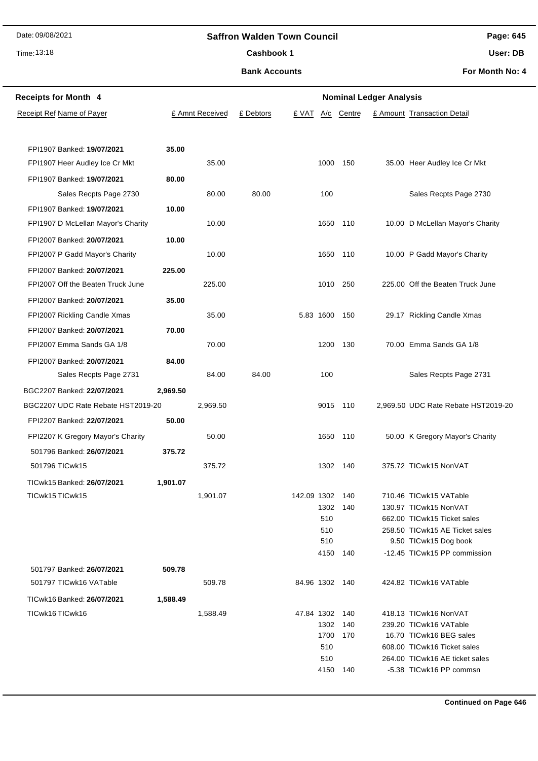Date: 09/08/2021

Time: 13:18

# Saffron Walden Town Council

## Cashbook 1

### Bank Accounts

Page: 645

User: DB

For Month No: 4

**Receipts for Month 4** — **Nominal Ledger Analysis**

| Receipt Ref | Name of Payer | | £ Amnt Received | £ Debtors | £ VAT | A/c | Centre | £ Amount | Transaction Detail |
|---|---|---|---|---|---|---|---|---|---|
| FPI1907 | Banked: **19/07/2021** | **35.00** | | | | | | | |
| FPI1907 | Heer Audley Ice Cr Mkt | | 35.00 | | | 1000 | 150 | 35.00 | Heer Audley Ice Cr Mkt |
| FPI1907 | Banked: **19/07/2021** | **80.00** | | | | | | | |
| | Sales Recpts Page 2730 | | 80.00 | 80.00 | | 100 | | | Sales Recpts Page 2730 |
| FPI1907 | Banked: **19/07/2021** | **10.00** | | | | | | | |
| FPI1907 | D McLellan Mayor's Charity | | 10.00 | | | 1650 | 110 | 10.00 | D McLellan Mayor's Charity |
| FPI2007 | Banked: **20/07/2021** | **10.00** | | | | | | | |
| FPI2007 | P Gadd Mayor's Charity | | 10.00 | | | 1650 | 110 | 10.00 | P Gadd Mayor's Charity |
| FPI2007 | Banked: **20/07/2021** | **225.00** | | | | | | | |
| FPI2007 | Off the Beaten Truck June | | 225.00 | | | 1010 | 250 | 225.00 | Off the Beaten Truck June |
| FPI2007 | Banked: **20/07/2021** | **35.00** | | | | | | | |
| FPI2007 | Rickling Candle Xmas | | 35.00 | | 5.83 | 1600 | 150 | 29.17 | Rickling Candle Xmas |
| FPI2007 | Banked: **20/07/2021** | **70.00** | | | | | | | |
| FPI2007 | Emma Sands GA 1/8 | | 70.00 | | | 1200 | 130 | 70.00 | Emma Sands GA 1/8 |
| FPI2007 | Banked: **20/07/2021** | **84.00** | | | | | | | |
| | Sales Recpts Page 2731 | | 84.00 | 84.00 | | 100 | | | Sales Recpts Page 2731 |
| BGC2207 | Banked: **22/07/2021** | **2,969.50** | | | | | | | |
| BGC2207 | UDC Rate Rebate HST2019-20 | | 2,969.50 | | | 9015 | 110 | 2,969.50 | UDC Rate Rebate HST2019-20 |
| FPI2207 | Banked: **22/07/2021** | **50.00** | | | | | | | |
| FPI2207 | K Gregory Mayor's Charity | | 50.00 | | | 1650 | 110 | 50.00 | K Gregory Mayor's Charity |
| 501796 | Banked: **26/07/2021** | **375.72** | | | | | | | |
| 501796 | TICwk15 | | 375.72 | | | 1302 | 140 | 375.72 | TICwk15 NonVAT |
| TICwk15 | Banked: **26/07/2021** | **1,901.07** | | | | | | | |
| TICwk15 | TICwk15 | | 1,901.07 | | 142.09 | 1302 | 140 | 710.46 | TICwk15 VATable |
| | | | | | | 1302 | 140 | 130.97 | TICwk15 NonVAT |
| | | | | | | 510 | | 662.00 | TICwk15 Ticket sales |
| | | | | | | 510 | | 258.50 | TICwk15 AE Ticket sales |
| | | | | | | 510 | | 9.50 | TICwk15 Dog book |
| | | | | | | 4150 | 140 | -12.45 | TICwk15 PP commission |
| 501797 | Banked: **26/07/2021** | **509.78** | | | | | | | |
| 501797 | TICwk16 VATable | | 509.78 | | 84.96 | 1302 | 140 | 424.82 | TICwk16 VATable |
| TICwk16 | Banked: **26/07/2021** | **1,588.49** | | | | | | | |
| TICwk16 | TICwk16 | | 1,588.49 | | 47.84 | 1302 | 140 | 418.13 | TICwk16 NonVAT |
| | | | | | | 1302 | 140 | 239.20 | TICwk16 VATable |
| | | | | | | 1700 | 170 | 16.70 | TICwk16 BEG sales |
| | | | | | | 510 | | 608.00 | TICwk16 Ticket sales |
| | | | | | | 510 | | 264.00 | TICwk16 AE ticket sales |
| | | | | | | 4150 | 140 | -5.38 | TICwk16 PP commsn |

**Continued on Page 646**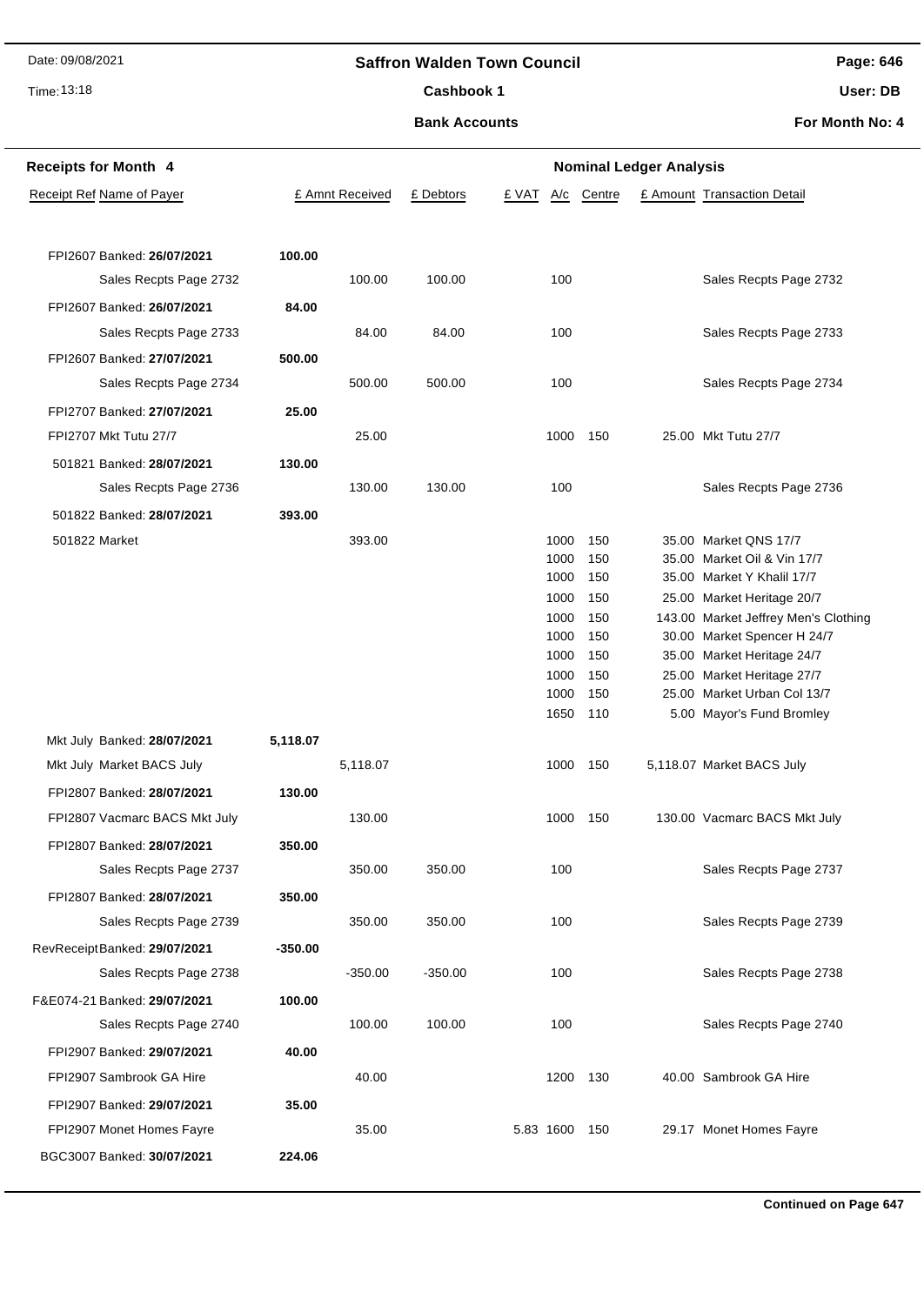# Saffron Walden Town Council

Date: 09/08/2021
Time: 13:18

**Cashbook 1**

**Bank Accounts**

Page: 646
User: DB
For Month No: 4

**Receipts for Month 4**

**Nominal Ledger Analysis**

| Receipt Ref | Name of Payer | £ Amnt Received | £ Debtors | £ VAT | A/c | Centre | £ Amount | Transaction Detail |
|---|---|---|---|---|---|---|---|---|
| FPI2607 | Banked: **26/07/2021** | **100.00** | | | | | | |
| | Sales Recpts Page 2732 | 100.00 | 100.00 | | 100 | | | Sales Recpts Page 2732 |
| FPI2607 | Banked: **26/07/2021** | **84.00** | | | | | | |
| | Sales Recpts Page 2733 | 84.00 | 84.00 | | 100 | | | Sales Recpts Page 2733 |
| FPI2607 | Banked: **27/07/2021** | **500.00** | | | | | | |
| | Sales Recpts Page 2734 | 500.00 | 500.00 | | 100 | | | Sales Recpts Page 2734 |
| FPI2707 | Banked: **27/07/2021** | **25.00** | | | | | | |
| FPI2707 | Mkt Tutu 27/7 | 25.00 | | | 1000 | 150 | 25.00 | Mkt Tutu 27/7 |
| 501821 | Banked: **28/07/2021** | **130.00** | | | | | | |
| | Sales Recpts Page 2736 | 130.00 | 130.00 | | 100 | | | Sales Recpts Page 2736 |
| 501822 | Banked: **28/07/2021** | **393.00** | | | | | | |
| 501822 | Market | 393.00 | | | 1000 | 150 | 35.00 | Market QNS 17/7 |
| | | | | | 1000 | 150 | 35.00 | Market Oil & Vin 17/7 |
| | | | | | 1000 | 150 | 35.00 | Market Y Khalil 17/7 |
| | | | | | 1000 | 150 | 25.00 | Market Heritage 20/7 |
| | | | | | 1000 | 150 | 143.00 | Market Jeffrey Men's Clothing |
| | | | | | 1000 | 150 | 30.00 | Market Spencer H 24/7 |
| | | | | | 1000 | 150 | 35.00 | Market Heritage 24/7 |
| | | | | | 1000 | 150 | 25.00 | Market Heritage 27/7 |
| | | | | | 1000 | 150 | 25.00 | Market Urban Col 13/7 |
| | | | | | 1650 | 110 | 5.00 | Mayor's Fund Bromley |
| Mkt July | Banked: **28/07/2021** | **5,118.07** | | | | | | |
| Mkt July | Market BACS July | 5,118.07 | | | 1000 | 150 | 5,118.07 | Market BACS July |
| FPI2807 | Banked: **28/07/2021** | **130.00** | | | | | | |
| FPI2807 | Vacmarc BACS Mkt July | 130.00 | | | 1000 | 150 | 130.00 | Vacmarc BACS Mkt July |
| FPI2807 | Banked: **28/07/2021** | **350.00** | | | | | | |
| | Sales Recpts Page 2737 | 350.00 | 350.00 | | 100 | | | Sales Recpts Page 2737 |
| FPI2807 | Banked: **28/07/2021** | **350.00** | | | | | | |
| | Sales Recpts Page 2739 | 350.00 | 350.00 | | 100 | | | Sales Recpts Page 2739 |
| RevReceipt | Banked: **29/07/2021** | **-350.00** | | | | | | |
| | Sales Recpts Page 2738 | -350.00 | -350.00 | | 100 | | | Sales Recpts Page 2738 |
| F&E074-21 | Banked: **29/07/2021** | **100.00** | | | | | | |
| | Sales Recpts Page 2740 | 100.00 | 100.00 | | 100 | | | Sales Recpts Page 2740 |
| FPI2907 | Banked: **29/07/2021** | **40.00** | | | | | | |
| FPI2907 | Sambrook GA Hire | 40.00 | | | 1200 | 130 | 40.00 | Sambrook GA Hire |
| FPI2907 | Banked: **29/07/2021** | **35.00** | | | | | | |
| FPI2907 | Monet Homes Fayre | 35.00 | | 5.83 | 1600 | 150 | 29.17 | Monet Homes Fayre |
| BGC3007 | Banked: **30/07/2021** | **224.06** | | | | | | |

**Continued on Page 647**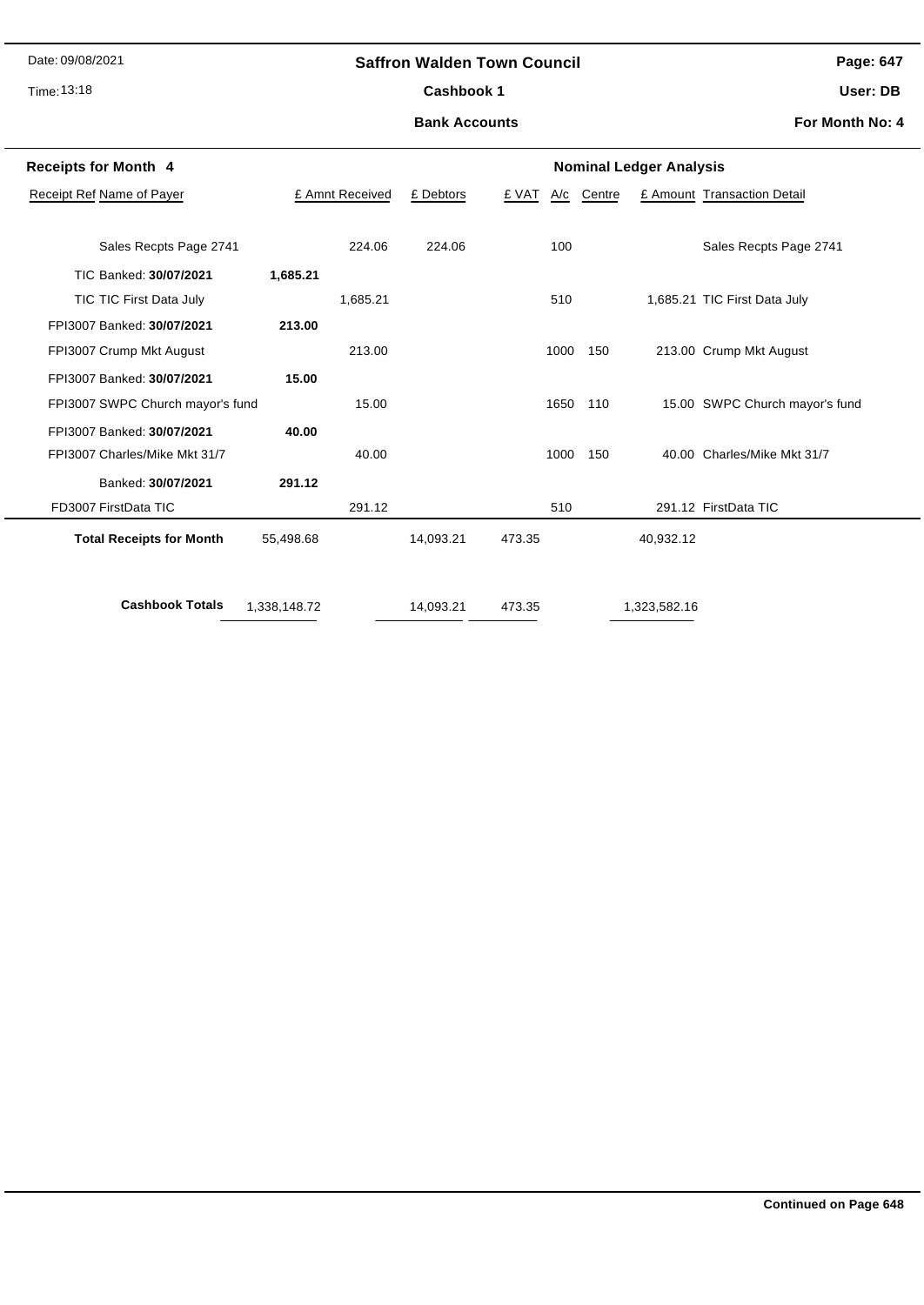# Saffron Walden Town Council

## Cashbook 1

### Bank Accounts

**For Month No: 4**

**Receipts for Month 4**

| Receipt Ref Name of Payer | £ Amnt Received | | £ Debtors | £ VAT | A/c | Centre | £ Amount | Transaction Detail |
|---|---|---|---|---|---|---|---|---|
| Sales Recpts Page 2741 | | 224.06 | 224.06 | | 100 | | | Sales Recpts Page 2741 |
| TIC Banked: **30/07/2021** | **1,685.21** | | | | | | | |
| TIC TIC First Data July | | 1,685.21 | | | 510 | | 1,685.21 | TIC First Data July |
| FPI3007 Banked: **30/07/2021** | **213.00** | | | | | | | |
| FPI3007 Crump Mkt August | | 213.00 | | | 1000 | 150 | 213.00 | Crump Mkt August |
| FPI3007 Banked: **30/07/2021** | **15.00** | | | | | | | |
| FPI3007 SWPC Church mayor's fund | | 15.00 | | | 1650 | 110 | 15.00 | SWPC Church mayor's fund |
| FPI3007 Banked: **30/07/2021** | **40.00** | | | | | | | |
| FPI3007 Charles/Mike Mkt 31/7 | | 40.00 | | | 1000 | 150 | 40.00 | Charles/Mike Mkt 31/7 |
| Banked: **30/07/2021** | **291.12** | | | | | | | |
| FD3007 FirstData TIC | | 291.12 | | | 510 | | 291.12 | FirstData TIC |
| **Total Receipts for Month** | 55,498.68 | | 14,093.21 | 473.35 | | | 40,932.12 | |
| **Cashbook Totals** | 1,338,148.72 | | 14,093.21 | 473.35 | | | 1,323,582.16 | |

**Continued on Page 648**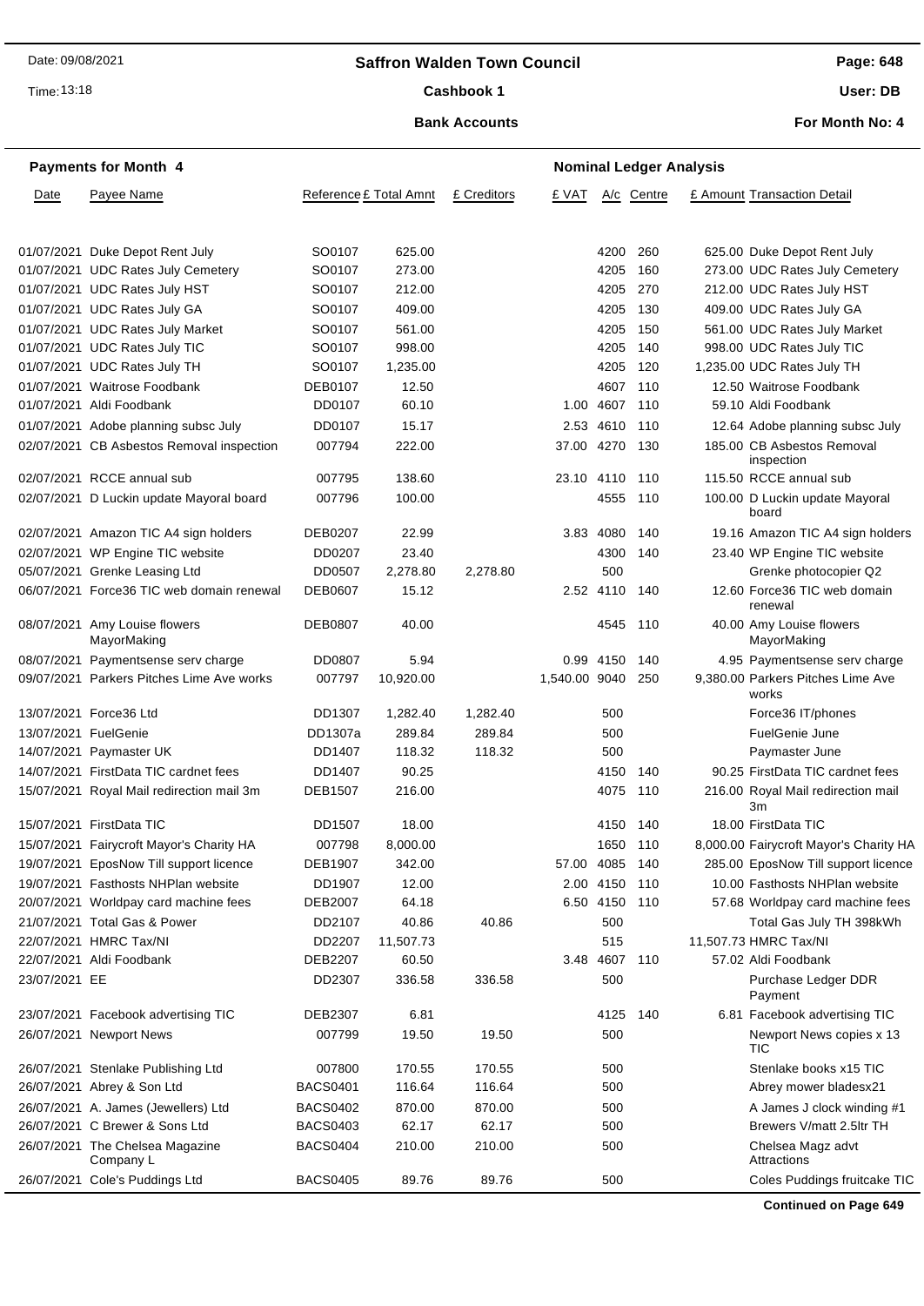# Saffron Walden Town Council

## Cashbook 1

### Bank Accounts

Date: 09/08/2021
Time: 13:18

User: DB
For Month No: 4

**Payments for Month 4** — **Nominal Ledger Analysis**

| Date | Payee Name | Reference | £ Total Amnt | £ Creditors | £ VAT | A/c | Centre | £ Amount | Transaction Detail |
|---|---|---|---|---|---|---|---|---|---|
| 01/07/2021 | Duke Depot Rent July | SO0107 | 625.00 | | | 4200 | 260 | 625.00 | Duke Depot Rent July |
| 01/07/2021 | UDC Rates July Cemetery | SO0107 | 273.00 | | | 4205 | 160 | 273.00 | UDC Rates July Cemetery |
| 01/07/2021 | UDC Rates July HST | SO0107 | 212.00 | | | 4205 | 270 | 212.00 | UDC Rates July HST |
| 01/07/2021 | UDC Rates July GA | SO0107 | 409.00 | | | 4205 | 130 | 409.00 | UDC Rates July GA |
| 01/07/2021 | UDC Rates July Market | SO0107 | 561.00 | | | 4205 | 150 | 561.00 | UDC Rates July Market |
| 01/07/2021 | UDC Rates July TIC | SO0107 | 998.00 | | | 4205 | 140 | 998.00 | UDC Rates July TIC |
| 01/07/2021 | UDC Rates July TH | SO0107 | 1,235.00 | | | 4205 | 120 | 1,235.00 | UDC Rates July TH |
| 01/07/2021 | Waitrose Foodbank | DEB0107 | 12.50 | | | 4607 | 110 | 12.50 | Waitrose Foodbank |
| 01/07/2021 | Aldi Foodbank | DD0107 | 60.10 | | 1.00 | 4607 | 110 | 59.10 | Aldi Foodbank |
| 01/07/2021 | Adobe planning subsc July | DD0107 | 15.17 | | 2.53 | 4610 | 110 | 12.64 | Adobe planning subsc July |
| 02/07/2021 | CB Asbestos Removal inspection | 007794 | 222.00 | | 37.00 | 4270 | 130 | 185.00 | CB Asbestos Removal inspection |
| 02/07/2021 | RCCE annual sub | 007795 | 138.60 | | 23.10 | 4110 | 110 | 115.50 | RCCE annual sub |
| 02/07/2021 | D Luckin update Mayoral board | 007796 | 100.00 | | | 4555 | 110 | 100.00 | D Luckin update Mayoral board |
| 02/07/2021 | Amazon TIC A4 sign holders | DEB0207 | 22.99 | | 3.83 | 4080 | 140 | 19.16 | Amazon TIC A4 sign holders |
| 02/07/2021 | WP Engine TIC website | DD0207 | 23.40 | | | 4300 | 140 | 23.40 | WP Engine TIC website |
| 05/07/2021 | Grenke Leasing Ltd | DD0507 | 2,278.80 | 2,278.80 | | 500 | | | Grenke photocopier Q2 |
| 06/07/2021 | Force36 TIC web domain renewal | DEB0607 | 15.12 | | 2.52 | 4110 | 140 | 12.60 | Force36 TIC web domain renewal |
| 08/07/2021 | Amy Louise flowers MayorMaking | DEB0807 | 40.00 | | | 4545 | 110 | 40.00 | Amy Louise flowers MayorMaking |
| 08/07/2021 | Paymentsense serv charge | DD0807 | 5.94 | | 0.99 | 4150 | 140 | 4.95 | Paymentsense serv charge |
| 09/07/2021 | Parkers Pitches Lime Ave works | 007797 | 10,920.00 | | 1,540.00 | 9040 | 250 | 9,380.00 | Parkers Pitches Lime Ave works |
| 13/07/2021 | Force36 Ltd | DD1307 | 1,282.40 | 1,282.40 | | 500 | | | Force36 IT/phones |
| 13/07/2021 | FuelGenie | DD1307a | 289.84 | 289.84 | | 500 | | | FuelGenie June |
| 14/07/2021 | Paymaster UK | DD1407 | 118.32 | 118.32 | | 500 | | | Paymaster June |
| 14/07/2021 | FirstData TIC cardnet fees | DD1407 | 90.25 | | | 4150 | 140 | 90.25 | FirstData TIC cardnet fees |
| 15/07/2021 | Royal Mail redirection mail 3m | DEB1507 | 216.00 | | | 4075 | 110 | 216.00 | Royal Mail redirection mail 3m |
| 15/07/2021 | FirstData TIC | DD1507 | 18.00 | | | 4150 | 140 | 18.00 | FirstData TIC |
| 15/07/2021 | Fairycroft Mayor's Charity HA | 007798 | 8,000.00 | | | 1650 | 110 | 8,000.00 | Fairycroft Mayor's Charity HA |
| 19/07/2021 | EposNow Till support licence | DEB1907 | 342.00 | | 57.00 | 4085 | 140 | 285.00 | EposNow Till support licence |
| 19/07/2021 | Fasthosts NHPlan website | DD1907 | 12.00 | | 2.00 | 4150 | 110 | 10.00 | Fasthosts NHPlan website |
| 20/07/2021 | Worldpay card machine fees | DEB2007 | 64.18 | | 6.50 | 4150 | 110 | 57.68 | Worldpay card machine fees |
| 21/07/2021 | Total Gas & Power | DD2107 | 40.86 | 40.86 | | 500 | | | Total Gas July TH 398kWh |
| 22/07/2021 | HMRC Tax/NI | DD2207 | 11,507.73 | | | 515 | | 11,507.73 | HMRC Tax/NI |
| 22/07/2021 | Aldi Foodbank | DEB2207 | 60.50 | | 3.48 | 4607 | 110 | 57.02 | Aldi Foodbank |
| 23/07/2021 | EE | DD2307 | 336.58 | 336.58 | | 500 | | | Purchase Ledger DDR Payment |
| 23/07/2021 | Facebook advertising TIC | DEB2307 | 6.81 | | | 4125 | 140 | 6.81 | Facebook advertising TIC |
| 26/07/2021 | Newport News | 007799 | 19.50 | 19.50 | | 500 | | | Newport News copies x 13 TIC |
| 26/07/2021 | Stenlake Publishing Ltd | 007800 | 170.55 | 170.55 | | 500 | | | Stenlake books x15 TIC |
| 26/07/2021 | Abrey & Son Ltd | BACS0401 | 116.64 | 116.64 | | 500 | | | Abrey mower bladesx21 |
| 26/07/2021 | A. James (Jewellers) Ltd | BACS0402 | 870.00 | 870.00 | | 500 | | | A James J clock winding #1 |
| 26/07/2021 | C Brewer & Sons Ltd | BACS0403 | 62.17 | 62.17 | | 500 | | | Brewers V/matt 2.5ltr TH |
| 26/07/2021 | The Chelsea Magazine Company L | BACS0404 | 210.00 | 210.00 | | 500 | | | Chelsea Magz advt Attractions |
| 26/07/2021 | Cole's Puddings Ltd | BACS0405 | 89.76 | 89.76 | | 500 | | | Coles Puddings fruitcake TIC |

**Continued on Page 649**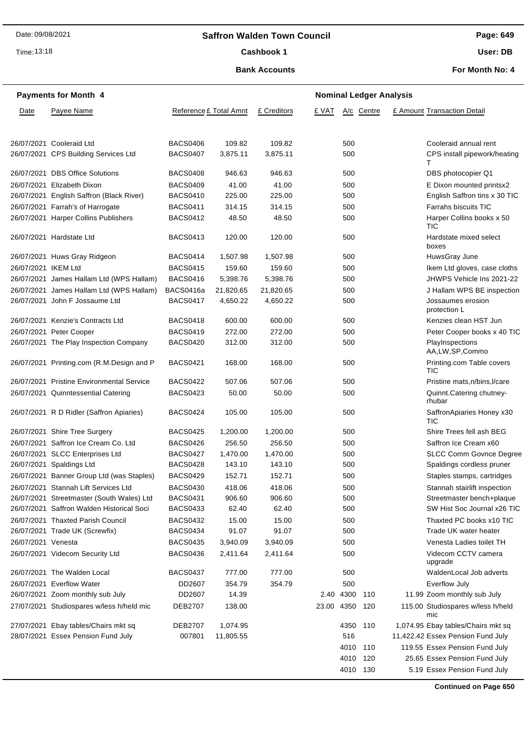# Saffron Walden Town Council

**Cashbook 1**

**Bank Accounts**

Date: 09/08/2021

Time: 13:18

**Page: 649**

**User: DB**

**For Month No: 4**

**Payments for Month 4** | **Nominal Ledger Analysis**

| Date | Payee Name | Reference | £ Total Amnt | £ Creditors | £ VAT | A/c | Centre | £ Amount | Transaction Detail |
|---|---|---|---|---|---|---|---|---|---|
| 26/07/2021 | Cooleraid Ltd | BACS0406 | 109.82 | 109.82 | | 500 | | | Cooleraid annual rent |
| 26/07/2021 | CPS Building Services Ltd | BACS0407 | 3,875.11 | 3,875.11 | | 500 | | | CPS install pipework/heating T |
| 26/07/2021 | DBS Office Solutions | BACS0408 | 946.63 | 946.63 | | 500 | | | DBS photocopier Q1 |
| 26/07/2021 | Elizabeth Dixon | BACS0409 | 41.00 | 41.00 | | 500 | | | E Dixon mounted printsx2 |
| 26/07/2021 | English Saffron (Black River) | BACS0410 | 225.00 | 225.00 | | 500 | | | English Saffron tins x 30 TIC |
| 26/07/2021 | Farrah's of Harrogate | BACS0411 | 314.15 | 314.15 | | 500 | | | Farrahs biscuits TIC |
| 26/07/2021 | Harper Collins Publishers | BACS0412 | 48.50 | 48.50 | | 500 | | | Harper Collins books x 50 TIC |
| 26/07/2021 | Hardstate Ltd | BACS0413 | 120.00 | 120.00 | | 500 | | | Hardstate mixed select boxes |
| 26/07/2021 | Huws Gray Ridgeon | BACS0414 | 1,507.98 | 1,507.98 | | 500 | | | HuwsGray June |
| 26/07/2021 | IKEM Ltd | BACS0415 | 159.60 | 159.60 | | 500 | | | Ikem Ltd gloves, case cloths |
| 26/07/2021 | James Hallam Ltd (WPS Hallam) | BACS0416 | 5,398.76 | 5,398.76 | | 500 | | | JHWPS Vehicle Ins 2021-22 |
| 26/07/2021 | James Hallam Ltd (WPS Hallam) | BACS0416a | 21,820.65 | 21,820.65 | | 500 | | | J Hallam WPS BE inspection |
| 26/07/2021 | John F Jossaume Ltd | BACS0417 | 4,650.22 | 4,650.22 | | 500 | | | Jossaumes erosion protection L |
| 26/07/2021 | Kenzie's Contracts Ltd | BACS0418 | 600.00 | 600.00 | | 500 | | | Kenzies clean HST Jun |
| 26/07/2021 | Peter Cooper | BACS0419 | 272.00 | 272.00 | | 500 | | | Peter Cooper books x 40 TIC |
| 26/07/2021 | The Play Inspection Company | BACS0420 | 312.00 | 312.00 | | 500 | | | PlayInspections AA,LW,SP,Commo |
| 26/07/2021 | Printing.com (R.M.Design and P | BACS0421 | 168.00 | 168.00 | | 500 | | | Printing.com Table covers TIC |
| 26/07/2021 | Pristine Environmental Service | BACS0422 | 507.06 | 507.06 | | 500 | | | Pristine mats,n/bins,l/care |
| 26/07/2021 | Quinntessential Catering | BACS0423 | 50.00 | 50.00 | | 500 | | | Quinnt.Catering chutney-rhubar |
| 26/07/2021 | R D Ridler (Saffron Apiaries) | BACS0424 | 105.00 | 105.00 | | 500 | | | SaffronApiaries Honey x30 TIC |
| 26/07/2021 | Shire Tree Surgery | BACS0425 | 1,200.00 | 1,200.00 | | 500 | | | Shire Trees fell ash BEG |
| 26/07/2021 | Saffron Ice Cream Co. Ltd | BACS0426 | 256.50 | 256.50 | | 500 | | | Saffron Ice Cream x60 |
| 26/07/2021 | SLCC Enterprises Ltd | BACS0427 | 1,470.00 | 1,470.00 | | 500 | | | SLCC Comm Govnce Degree |
| 26/07/2021 | Spaldings Ltd | BACS0428 | 143.10 | 143.10 | | 500 | | | Spaldings cordless pruner |
| 26/07/2021 | Banner Group Ltd (was Staples) | BACS0429 | 152.71 | 152.71 | | 500 | | | Staples stamps, cartridges |
| 26/07/2021 | Stannah Lift Services Ltd | BACS0430 | 418.06 | 418.06 | | 500 | | | Stannah stairlift inspection |
| 26/07/2021 | Streetmaster (South Wales) Ltd | BACS0431 | 906.60 | 906.60 | | 500 | | | Streetmaster bench+plaque |
| 26/07/2021 | Saffron Walden Historical Soci | BACS0433 | 62.40 | 62.40 | | 500 | | | SW Hist Soc Journal x26 TIC |
| 26/07/2021 | Thaxted Parish Council | BACS0432 | 15.00 | 15.00 | | 500 | | | Thaxted PC books x10 TIC |
| 26/07/2021 | Trade UK (Screwfix) | BACS0434 | 91.07 | 91.07 | | 500 | | | Trade UK water heater |
| 26/07/2021 | Venesta | BACS0435 | 3,940.09 | 3,940.09 | | 500 | | | Venesta Ladies toilet TH |
| 26/07/2021 | Videcom Security Ltd | BACS0436 | 2,411.64 | 2,411.64 | | 500 | | | Videcom CCTV camera upgrade |
| 26/07/2021 | The Walden Local | BACS0437 | 777.00 | 777.00 | | 500 | | | WaldenLocal Job adverts |
| 26/07/2021 | Everflow Water | DD2607 | 354.79 | 354.79 | | 500 | | | Everflow July |
| 26/07/2021 | Zoom monthly sub July | DD2607 | 14.39 | | 2.40 | 4300 | 110 | 11.99 | Zoom monthly sub July |
| 27/07/2021 | Studiospares w/less h/held mic | DEB2707 | 138.00 | | 23.00 | 4350 | 120 | 115.00 | Studiospares w/less h/held mic |
| 27/07/2021 | Ebay tables/Chairs mkt sq | DEB2707 | 1,074.95 | | | 4350 | 110 | 1,074.95 | Ebay tables/Chairs mkt sq |
| 28/07/2021 | Essex Pension Fund July | 007801 | 11,805.55 | | | 516 | | 11,422.42 | Essex Pension Fund July |
| | | | | | | 4010 | 110 | 119.55 | Essex Pension Fund July |
| | | | | | | 4010 | 120 | 25.65 | Essex Pension Fund July |
| | | | | | | 4010 | 130 | 5.19 | Essex Pension Fund July |

**Continued on Page 650**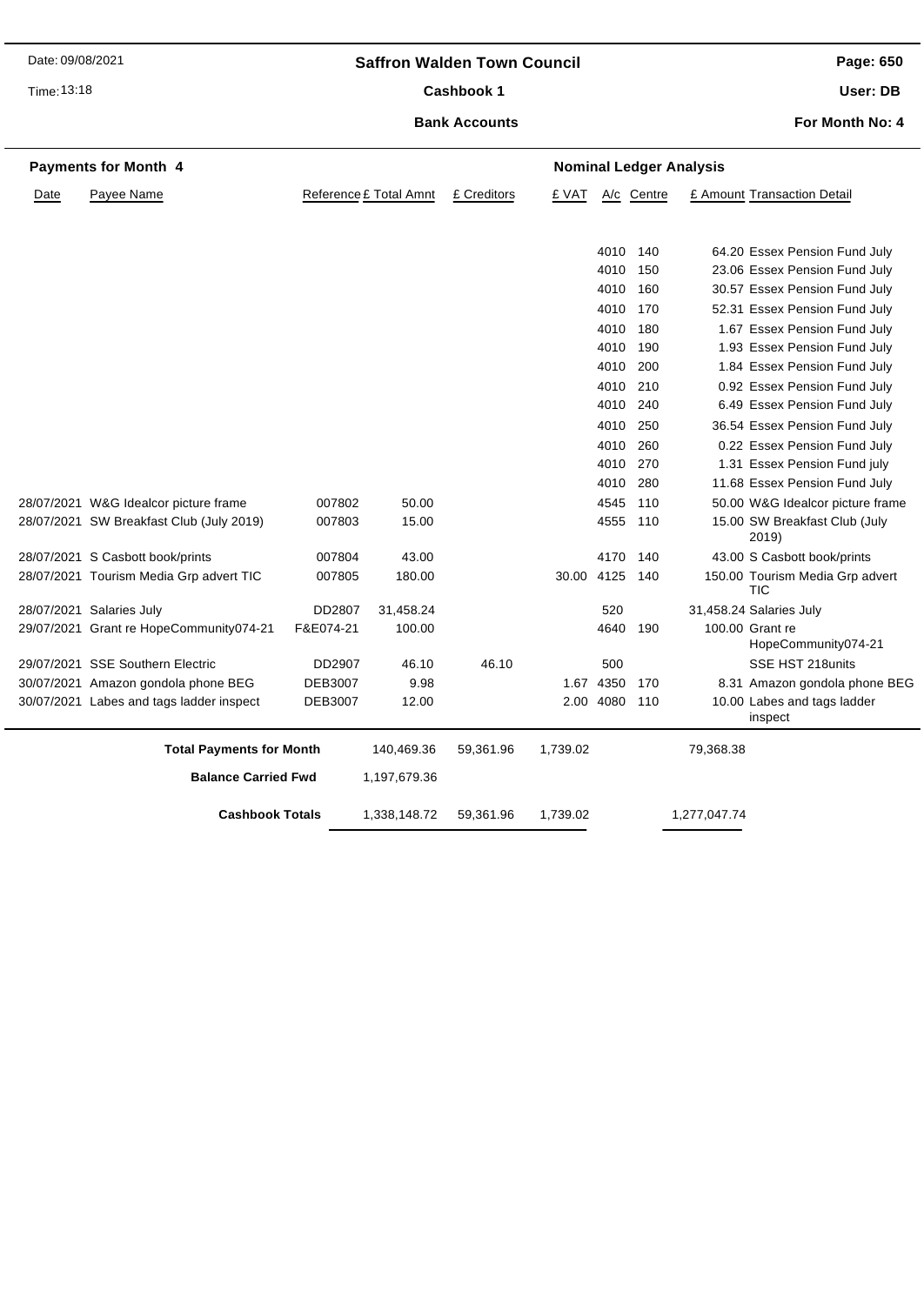Date: 09/08/2021

Time: 13:18

# Saffron Walden Town Council

## Cashbook 1

### Bank Accounts

User: DB

For Month No: 4

**Payments for Month 4** — **Nominal Ledger Analysis**

| Date | Payee Name | Reference | £ Total Amnt | £ Creditors | £ VAT | A/c | Centre | £ Amount | Transaction Detail |
|---|---|---|---|---|---|---|---|---|---|
| | | | | | | 4010 | 140 | 64.20 | Essex Pension Fund July |
| | | | | | | 4010 | 150 | 23.06 | Essex Pension Fund July |
| | | | | | | 4010 | 160 | 30.57 | Essex Pension Fund July |
| | | | | | | 4010 | 170 | 52.31 | Essex Pension Fund July |
| | | | | | | 4010 | 180 | 1.67 | Essex Pension Fund July |
| | | | | | | 4010 | 190 | 1.93 | Essex Pension Fund July |
| | | | | | | 4010 | 200 | 1.84 | Essex Pension Fund July |
| | | | | | | 4010 | 210 | 0.92 | Essex Pension Fund July |
| | | | | | | 4010 | 240 | 6.49 | Essex Pension Fund July |
| | | | | | | 4010 | 250 | 36.54 | Essex Pension Fund July |
| | | | | | | 4010 | 260 | 0.22 | Essex Pension Fund July |
| | | | | | | 4010 | 270 | 1.31 | Essex Pension Fund july |
| | | | | | | 4010 | 280 | 11.68 | Essex Pension Fund July |
| 28/07/2021 | W&G Idealcor picture frame | 007802 | 50.00 | | | 4545 | 110 | 50.00 | W&G Idealcor picture frame |
| 28/07/2021 | SW Breakfast Club (July 2019) | 007803 | 15.00 | | | 4555 | 110 | 15.00 | SW Breakfast Club (July 2019) |
| 28/07/2021 | S Casbott book/prints | 007804 | 43.00 | | | 4170 | 140 | 43.00 | S Casbott book/prints |
| 28/07/2021 | Tourism Media Grp advert TIC | 007805 | 180.00 | | 30.00 | 4125 | 140 | 150.00 | Tourism Media Grp advert TIC |
| 28/07/2021 | Salaries July | DD2807 | 31,458.24 | | | 520 | | 31,458.24 | Salaries July |
| 29/07/2021 | Grant re HopeCommunity074-21 | F&E074-21 | 100.00 | | | 4640 | 190 | 100.00 | Grant re HopeCommunity074-21 |
| 29/07/2021 | SSE Southern Electric | DD2907 | 46.10 | 46.10 | | 500 | | | SSE HST 218units |
| 30/07/2021 | Amazon gondola phone BEG | DEB3007 | 9.98 | | 1.67 | 4350 | 170 | 8.31 | Amazon gondola phone BEG |
| 30/07/2021 | Labes and tags ladder inspect | DEB3007 | 12.00 | | 2.00 | 4080 | 110 | 10.00 | Labes and tags ladder inspect |
| | **Total Payments for Month** | | 140,469.36 | 59,361.96 | 1,739.02 | | | 79,368.38 | |
| | **Balance Carried Fwd** | | 1,197,679.36 | | | | | | |
| | **Cashbook Totals** | | 1,338,148.72 | 59,361.96 | 1,739.02 | | | 1,277,047.74 | |